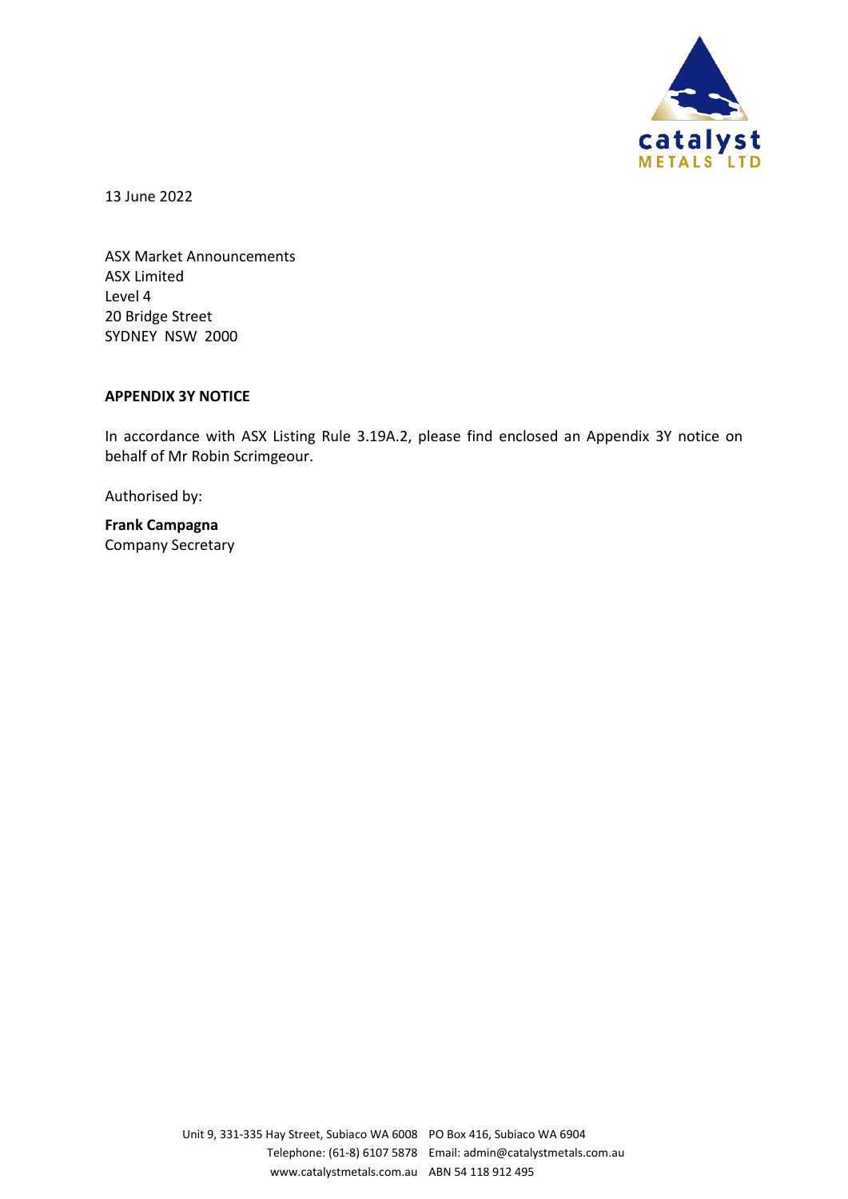13 June 2022

ASX Market Announcements
ASX Limited
Level 4
20 Bridge Street
SYDNEY NSW 2000

**APPENDIX 3Y NOTICE**

In accordance with ASX Listing Rule 3.19A.2, please find enclosed an Appendix 3Y notice on behalf of Mr Robin Scrimgeour.

Authorised by:

**Frank Campagna**
Company Secretary

Unit 9, 331-335 Hay Street, Subiaco WA 6008 PO Box 416, Subiaco WA 6904
Telephone: (61-8) 6107 5878 Email: admin@catalystmetals.com.au
www.catalystmetals.com.au ABN 54 118 912 495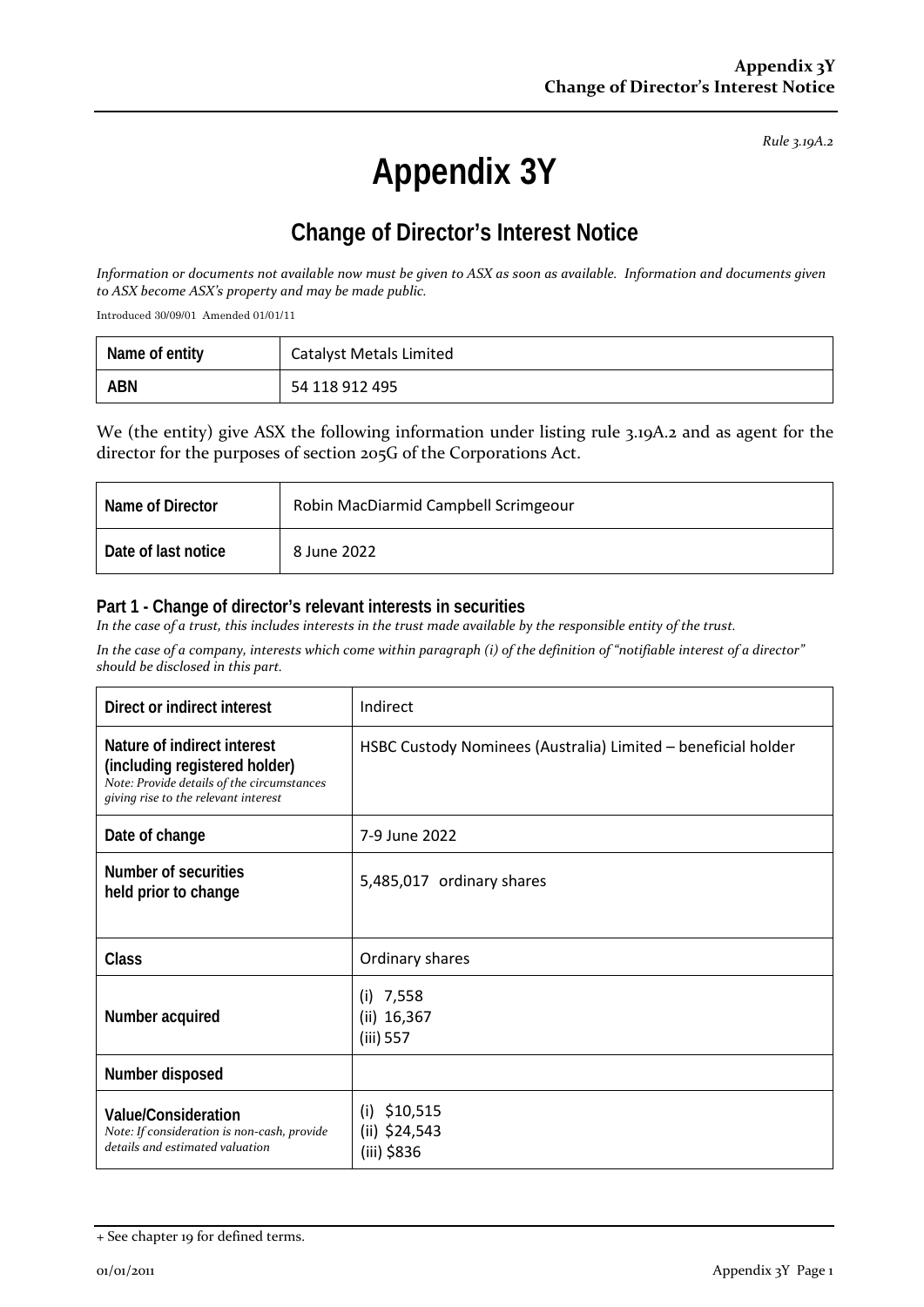Rule 3.19A.2

# Appendix 3Y

## Change of Director's Interest Notice

*Information or documents not available now must be given to ASX as soon as available. Information and documents given to ASX become ASX's property and may be made public.*

Introduced 30/09/01 Amended 01/01/11

| Name of entity | Catalyst Metals Limited |
|---|---|
| **ABN** | 54 118 912 495 |

We (the entity) give ASX the following information under listing rule 3.19A.2 and as agent for the director for the purposes of section 205G of the Corporations Act.

| Name of Director | Robin MacDiarmid Campbell Scrimgeour |
|---|---|
| **Date of last notice** | 8 June 2022 |

### Part 1 - Change of director's relevant interests in securities

*In the case of a trust, this includes interests in the trust made available by the responsible entity of the trust.*

*In the case of a company, interests which come within paragraph (i) of the definition of "notifiable interest of a director" should be disclosed in this part.*

| Direct or indirect interest | Indirect |
|---|---|
| **Nature of indirect interest (including registered holder)**<br>*Note: Provide details of the circumstances giving rise to the relevant interest* | HSBC Custody Nominees (Australia) Limited – beneficial holder |
| **Date of change** | 7-9 June 2022 |
| **Number of securities held prior to change** | 5,485,017 ordinary shares |
| **Class** | Ordinary shares |
| **Number acquired** | (i) 7,558<br>(ii) 16,367<br>(iii) 557 |
| **Number disposed** | |
| **Value/Consideration**<br>*Note: If consideration is non-cash, provide details and estimated valuation* | (i) $10,515<br>(ii) $24,543<br>(iii) $836 |

+ See chapter 19 for defined terms.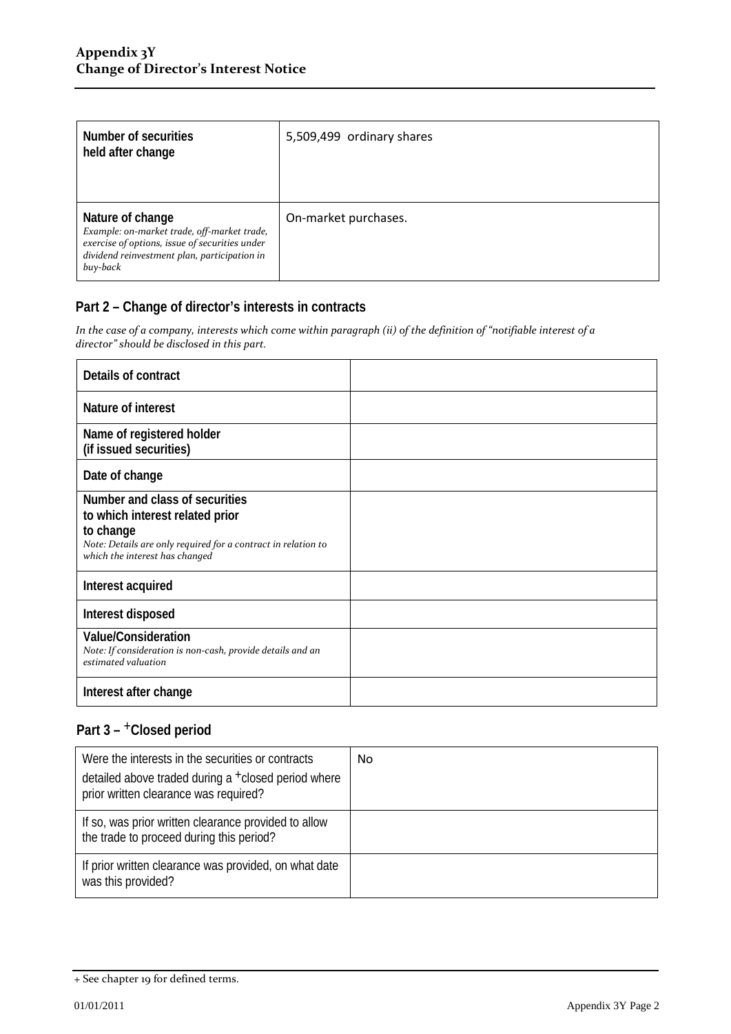| | |
|---|---|
| **Number of securities held after change** | 5,509,499 ordinary shares |
| **Nature of change**<br>*Example: on-market trade, off-market trade, exercise of options, issue of securities under dividend reinvestment plan, participation in buy-back* | On-market purchases. |

## Part 2 – Change of director's interests in contracts

*In the case of a company, interests which come within paragraph (ii) of the definition of "notifiable interest of a director" should be disclosed in this part.*

| | |
|---|---|
| **Details of contract** | |
| **Nature of interest** | |
| **Name of registered holder (if issued securities)** | |
| **Date of change** | |
| **Number and class of securities to which interest related prior to change**<br>*Note: Details are only required for a contract in relation to which the interest has changed* | |
| **Interest acquired** | |
| **Interest disposed** | |
| **Value/Consideration**<br>*Note: If consideration is non-cash, provide details and an estimated valuation* | |
| **Interest after change** | |

## Part 3 – +Closed period

| | |
|---|---|
| Were the interests in the securities or contracts detailed above traded during a +closed period where prior written clearance was required? | No |
| If so, was prior written clearance provided to allow the trade to proceed during this period? | |
| If prior written clearance was provided, on what date was this provided? | |

+ See chapter 19 for defined terms.